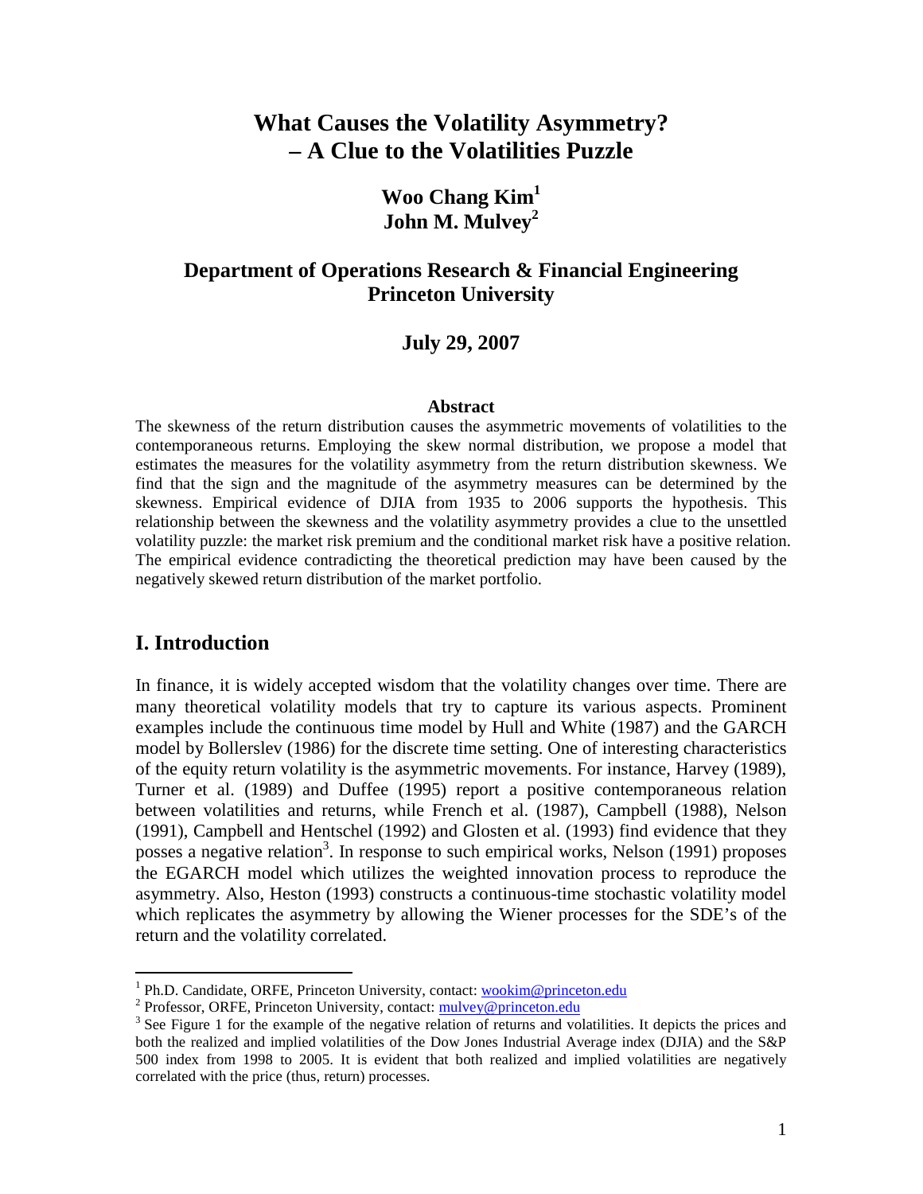# What Causes the Volatility Asymmetry? – A Clue to the Volatilities Puzzle

**Woo Chang Kim[1]**
**John M. Mulvey[2]**

**Department of Operations Research & Financial Engineering**
**Princeton University**

**July 29, 2007**

### Abstract

The skewness of the return distribution causes the asymmetric movements of volatilities to the contemporaneous returns. Employing the skew normal distribution, we propose a model that estimates the measures for the volatility asymmetry from the return distribution skewness. We find that the sign and the magnitude of the asymmetry measures can be determined by the skewness. Empirical evidence of DJIA from 1935 to 2006 supports the hypothesis. This relationship between the skewness and the volatility asymmetry provides a clue to the unsettled volatility puzzle: the market risk premium and the conditional market risk have a positive relation. The empirical evidence contradicting the theoretical prediction may have been caused by the negatively skewed return distribution of the market portfolio.

## I. Introduction

In finance, it is widely accepted wisdom that the volatility changes over time. There are many theoretical volatility models that try to capture its various aspects. Prominent examples include the continuous time model by Hull and White (1987) and the GARCH model by Bollerslev (1986) for the discrete time setting. One of interesting characteristics of the equity return volatility is the asymmetric movements. For instance, Harvey (1989), Turner et al. (1989) and Duffee (1995) report a positive contemporaneous relation between volatilities and returns, while French et al. (1987), Campbell (1988), Nelson (1991), Campbell and Hentschel (1992) and Glosten et al. (1993) find evidence that they posses a negative relation[3]. In response to such empirical works, Nelson (1991) proposes the EGARCH model which utilizes the weighted innovation process to reproduce the asymmetry. Also, Heston (1993) constructs a continuous-time stochastic volatility model which replicates the asymmetry by allowing the Wiener processes for the SDE's of the return and the volatility correlated.

---

[1] Ph.D. Candidate, ORFE, Princeton University, contact: wookim@princeton.edu

[2] Professor, ORFE, Princeton University, contact: mulvey@princeton.edu

[3] See Figure 1 for the example of the negative relation of returns and volatilities. It depicts the prices and both the realized and implied volatilities of the Dow Jones Industrial Average index (DJIA) and the S&P 500 index from 1998 to 2005. It is evident that both realized and implied volatilities are negatively correlated with the price (thus, return) processes.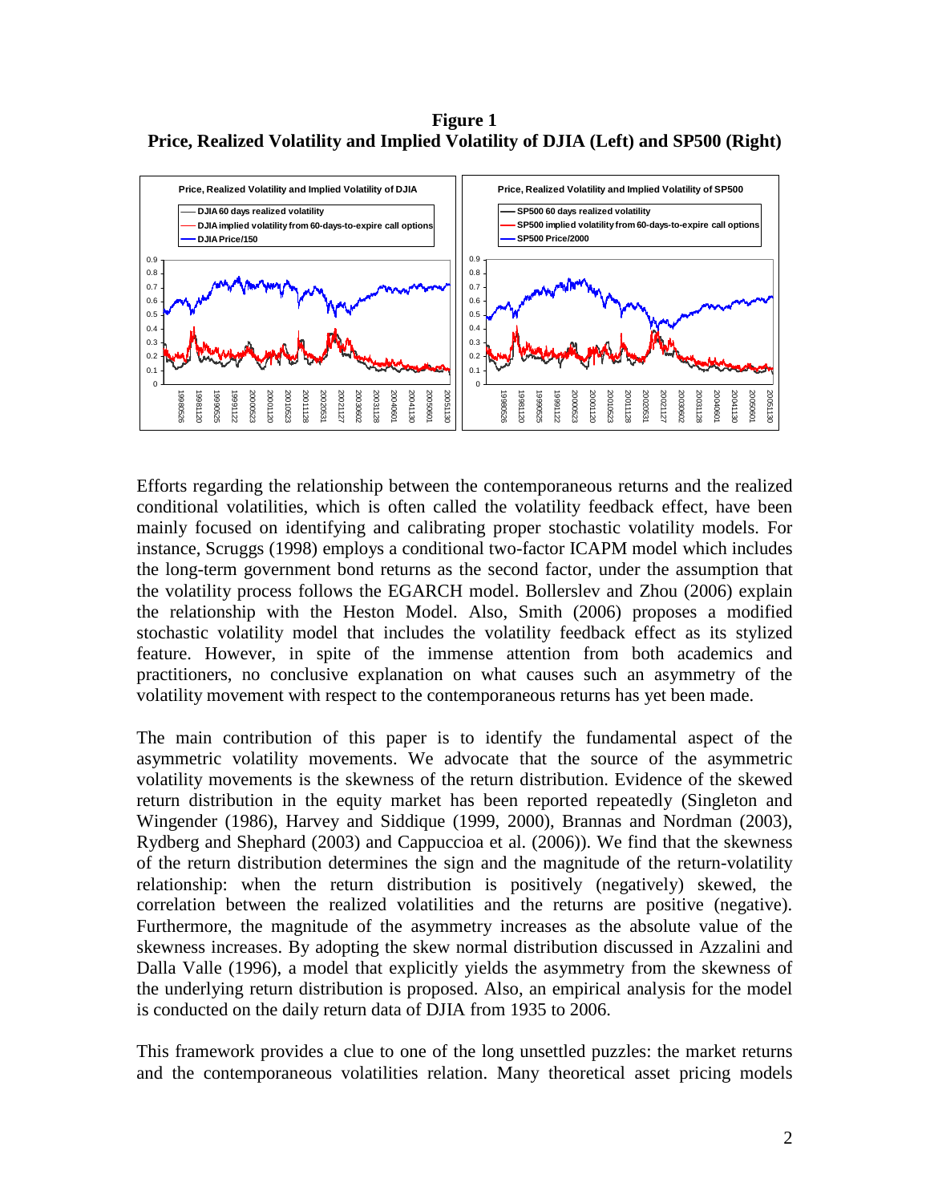**Figure 1**
**Price, Realized Volatility and Implied Volatility of DJIA (Left) and SP500 (Right)**

Efforts regarding the relationship between the contemporaneous returns and the realized conditional volatilities, which is often called the volatility feedback effect, have been mainly focused on identifying and calibrating proper stochastic volatility models. For instance, Scruggs (1998) employs a conditional two-factor ICAPM model which includes the long-term government bond returns as the second factor, under the assumption that the volatility process follows the EGARCH model. Bollerslev and Zhou (2006) explain the relationship with the Heston Model. Also, Smith (2006) proposes a modified stochastic volatility model that includes the volatility feedback effect as its stylized feature. However, in spite of the immense attention from both academics and practitioners, no conclusive explanation on what causes such an asymmetry of the volatility movement with respect to the contemporaneous returns has yet been made.

The main contribution of this paper is to identify the fundamental aspect of the asymmetric volatility movements. We advocate that the source of the asymmetric volatility movements is the skewness of the return distribution. Evidence of the skewed return distribution in the equity market has been reported repeatedly (Singleton and Wingender (1986), Harvey and Siddique (1999, 2000), Brannas and Nordman (2003), Rydberg and Shephard (2003) and Cappuccioa et al. (2006)). We find that the skewness of the return distribution determines the sign and the magnitude of the return-volatility relationship: when the return distribution is positively (negatively) skewed, the correlation between the realized volatilities and the returns are positive (negative). Furthermore, the magnitude of the asymmetry increases as the absolute value of the skewness increases. By adopting the skew normal distribution discussed in Azzalini and Dalla Valle (1996), a model that explicitly yields the asymmetry from the skewness of the underlying return distribution is proposed. Also, an empirical analysis for the model is conducted on the daily return data of DJIA from 1935 to 2006.

This framework provides a clue to one of the long unsettled puzzles: the market returns and the contemporaneous volatilities relation. Many theoretical asset pricing models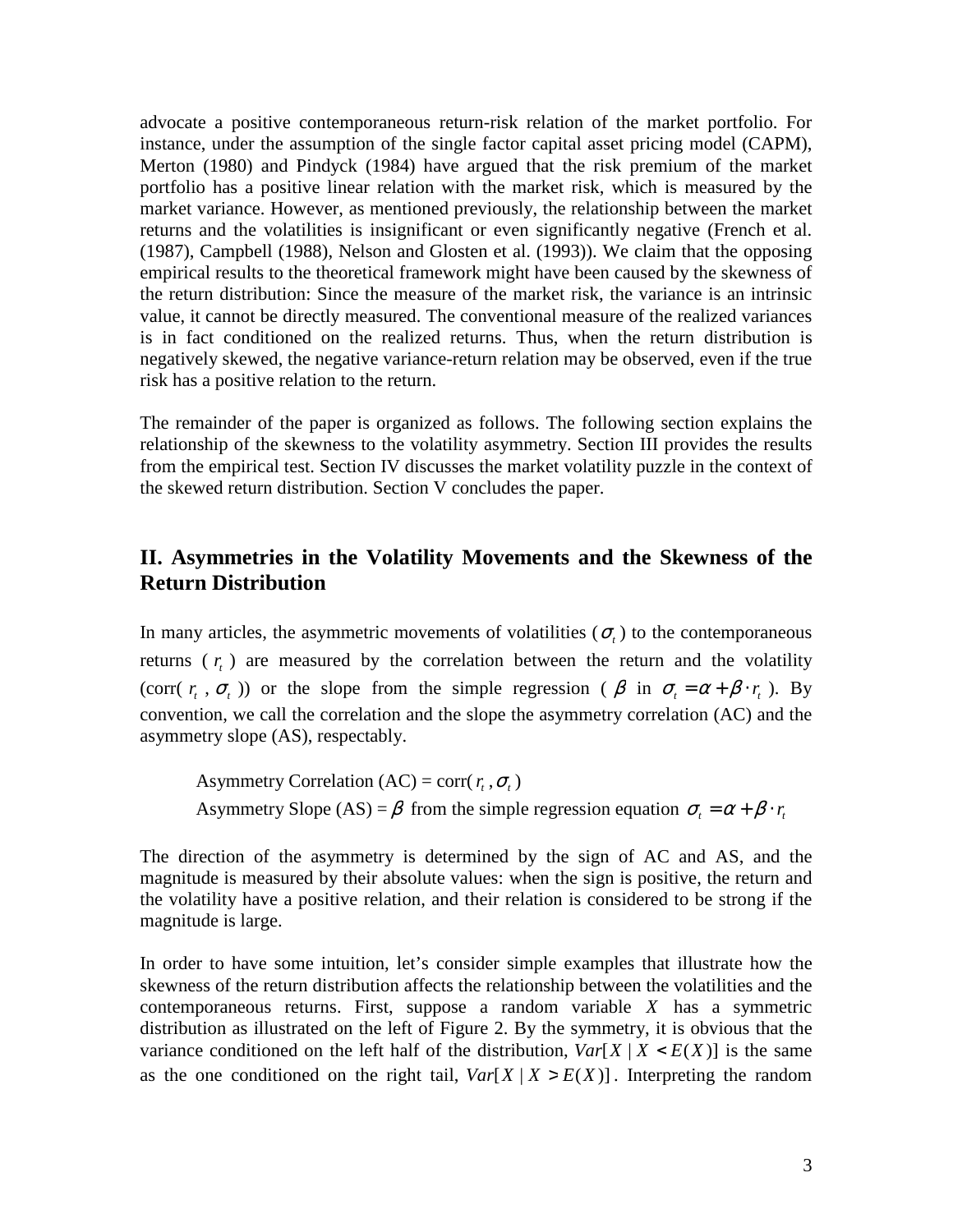advocate a positive contemporaneous return-risk relation of the market portfolio. For instance, under the assumption of the single factor capital asset pricing model (CAPM), Merton (1980) and Pindyck (1984) have argued that the risk premium of the market portfolio has a positive linear relation with the market risk, which is measured by the market variance. However, as mentioned previously, the relationship between the market returns and the volatilities is insignificant or even significantly negative (French et al. (1987), Campbell (1988), Nelson and Glosten et al. (1993)). We claim that the opposing empirical results to the theoretical framework might have been caused by the skewness of the return distribution: Since the measure of the market risk, the variance is an intrinsic value, it cannot be directly measured. The conventional measure of the realized variances is in fact conditioned on the realized returns. Thus, when the return distribution is negatively skewed, the negative variance-return relation may be observed, even if the true risk has a positive relation to the return.

The remainder of the paper is organized as follows. The following section explains the relationship of the skewness to the volatility asymmetry. Section III provides the results from the empirical test. Section IV discusses the market volatility puzzle in the context of the skewed return distribution. Section V concludes the paper.

## II. Asymmetries in the Volatility Movements and the Skewness of the Return Distribution

In many articles, the asymmetric movements of volatilities ($\sigma_t$) to the contemporaneous returns ($r_t$) are measured by the correlation between the return and the volatility (corr($r_t$, $\sigma_t$)) or the slope from the simple regression ($\beta$ in $\sigma_t = \alpha + \beta \cdot r_t$). By convention, we call the correlation and the slope the asymmetry correlation (AC) and the asymmetry slope (AS), respectably.

Asymmetry Correlation (AC) = corr($r_t$, $\sigma_t$)
Asymmetry Slope (AS) = $\beta$ from the simple regression equation $\sigma_t = \alpha + \beta \cdot r_t$

The direction of the asymmetry is determined by the sign of AC and AS, and the magnitude is measured by their absolute values: when the sign is positive, the return and the volatility have a positive relation, and their relation is considered to be strong if the magnitude is large.

In order to have some intuition, let's consider simple examples that illustrate how the skewness of the return distribution affects the relationship between the volatilities and the contemporaneous returns. First, suppose a random variable $X$ has a symmetric distribution as illustrated on the left of Figure 2. By the symmetry, it is obvious that the variance conditioned on the left half of the distribution, $Var[X \mid X < E(X)]$ is the same as the one conditioned on the right tail, $Var[X \mid X > E(X)]$. Interpreting the random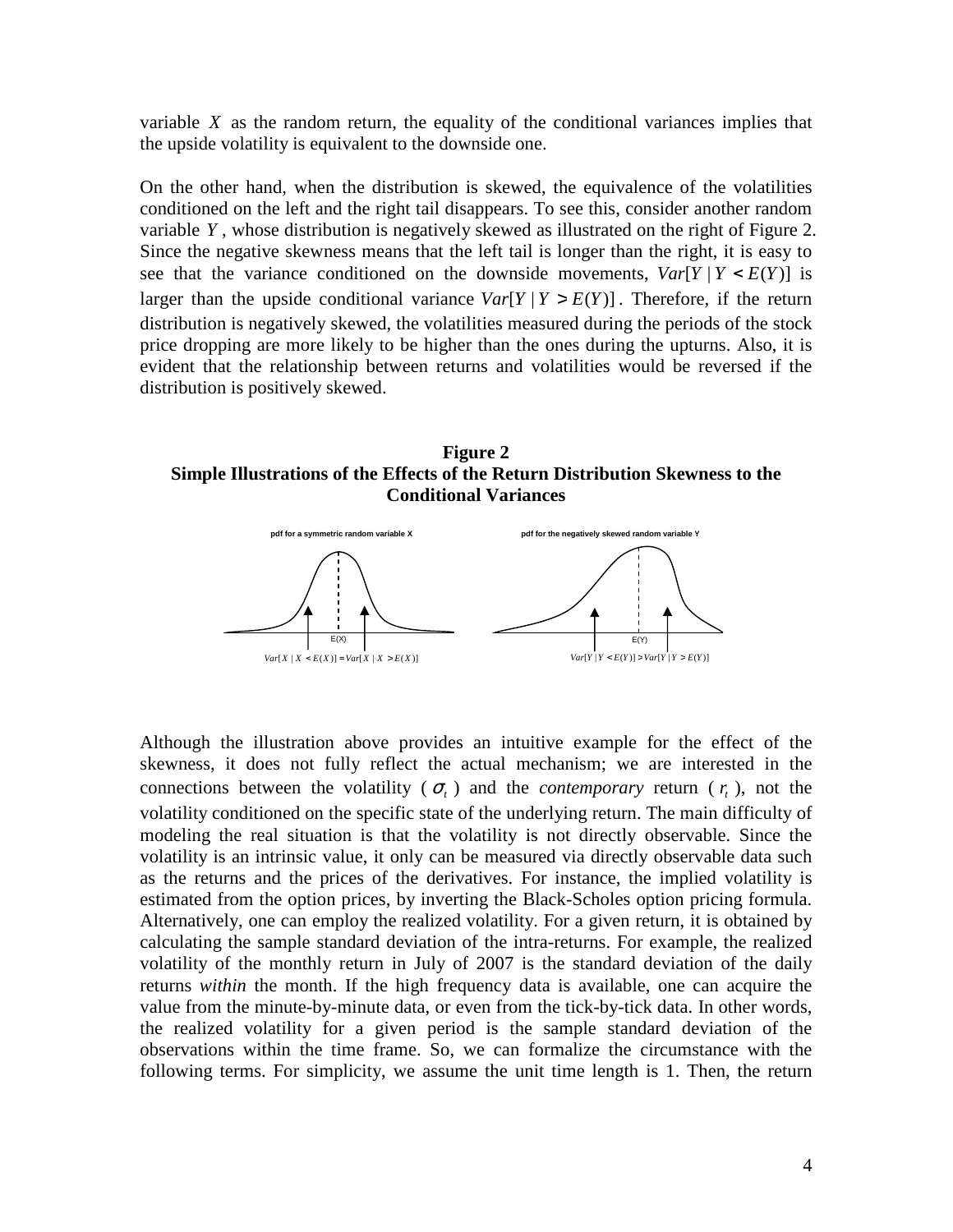variable $X$ as the random return, the equality of the conditional variances implies that the upside volatility is equivalent to the downside one.

On the other hand, when the distribution is skewed, the equivalence of the volatilities conditioned on the left and the right tail disappears. To see this, consider another random variable $Y$, whose distribution is negatively skewed as illustrated on the right of Figure 2. Since the negative skewness means that the left tail is longer than the right, it is easy to see that the variance conditioned on the downside movements, $Var[Y \mid Y < E(Y)]$ is larger than the upside conditional variance $Var[Y \mid Y > E(Y)]$. Therefore, if the return distribution is negatively skewed, the volatilities measured during the periods of the stock price dropping are more likely to be higher than the ones during the upturns. Also, it is evident that the relationship between returns and volatilities would be reversed if the distribution is positively skewed.

**Figure 2**
**Simple Illustrations of the Effects of the Return Distribution Skewness to the Conditional Variances**

pdf for a symmetric random variable X — $Var[X \mid X < E(X)] = Var[X \mid X > E(X)]$

pdf for the negatively skewed random variable Y — $Var[Y \mid Y < E(Y)] > Var[Y \mid Y > E(Y)]$

Although the illustration above provides an intuitive example for the effect of the skewness, it does not fully reflect the actual mechanism; we are interested in the connections between the volatility ($\sigma_t$) and the *contemporary* return ($r_t$), not the volatility conditioned on the specific state of the underlying return. The main difficulty of modeling the real situation is that the volatility is not directly observable. Since the volatility is an intrinsic value, it only can be measured via directly observable data such as the returns and the prices of the derivatives. For instance, the implied volatility is estimated from the option prices, by inverting the Black-Scholes option pricing formula. Alternatively, one can employ the realized volatility. For a given return, it is obtained by calculating the sample standard deviation of the intra-returns. For example, the realized volatility of the monthly return in July of 2007 is the standard deviation of the daily returns *within* the month. If the high frequency data is available, one can acquire the value from the minute-by-minute data, or even from the tick-by-tick data. In other words, the realized volatility for a given period is the sample standard deviation of the observations within the time frame. So, we can formalize the circumstance with the following terms. For simplicity, we assume the unit time length is 1. Then, the return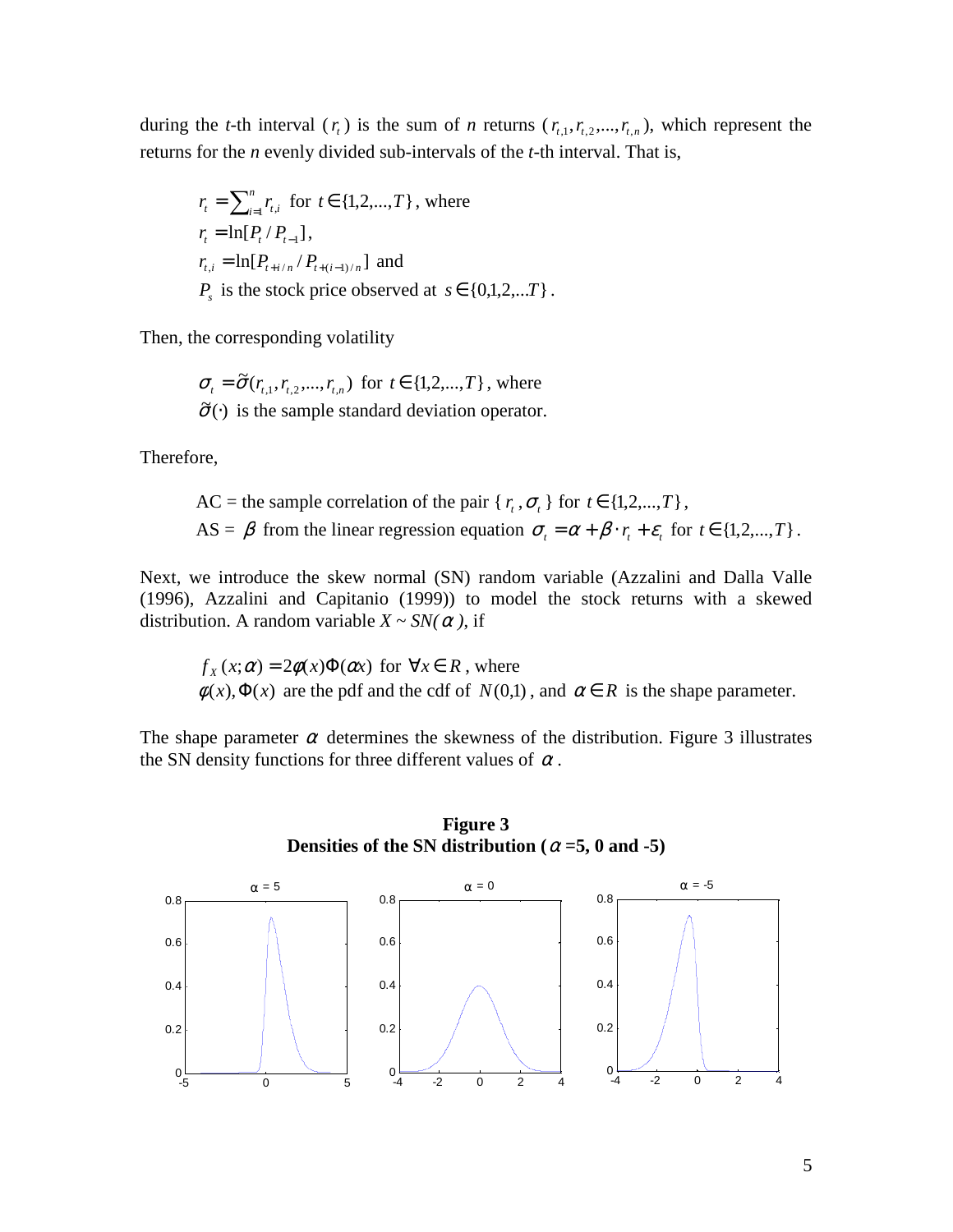during the $t$-th interval ($r_t$) is the sum of $n$ returns ($r_{t,1}, r_{t,2}, ..., r_{t,n}$), which represent the returns for the $n$ evenly divided sub-intervals of the $t$-th interval. That is,

$$
\begin{aligned}
& r_t = \sum_{i=1}^{n} r_{t,i} \text{ for } t \in \{1,2,...,T\}, \text{ where} \\
& r_t = \ln[P_t / P_{t-1}], \\
& r_{t,i} = \ln[P_{t+i/n} / P_{t+(i-1)/n}] \text{ and} \\
& P_s \text{ is the stock price observed at } s \in \{0,1,2,...T\}.
\end{aligned}
$$

Then, the corresponding volatility

$$
\begin{aligned}
& \sigma_t = \tilde{\sigma}(r_{t,1}, r_{t,2}, ..., r_{t,n}) \text{ for } t \in \{1,2,...,T\}, \text{ where} \\
& \tilde{\sigma}(\cdot) \text{ is the sample standard deviation operator.}
\end{aligned}
$$

Therefore,

AC = the sample correlation of the pair { $r_t$, $\sigma_t$ } for $t \in \{1,2,...,T\}$,
AS = $\beta$ from the linear regression equation $\sigma_t = \alpha + \beta \cdot r_t + \varepsilon_t$ for $t \in \{1,2,...,T\}$.

Next, we introduce the skew normal (SN) random variable (Azzalini and Dalla Valle (1996), Azzalini and Capitanio (1999)) to model the stock returns with a skewed distribution. A random variable $X \sim SN(\alpha)$, if

$$
\begin{aligned}
& f_X(x;\alpha) = 2\phi(x)\Phi(\alpha x) \text{ for } \forall x \in R, \text{ where} \\
& \phi(x), \Phi(x) \text{ are the pdf and the cdf of } N(0,1), \text{ and } \alpha \in R \text{ is the shape parameter.}
\end{aligned}
$$

The shape parameter $\alpha$ determines the skewness of the distribution. Figure 3 illustrates the SN density functions for three different values of $\alpha$.

**Figure 3**
**Densities of the SN distribution ($\alpha$ =5, 0 and -5)**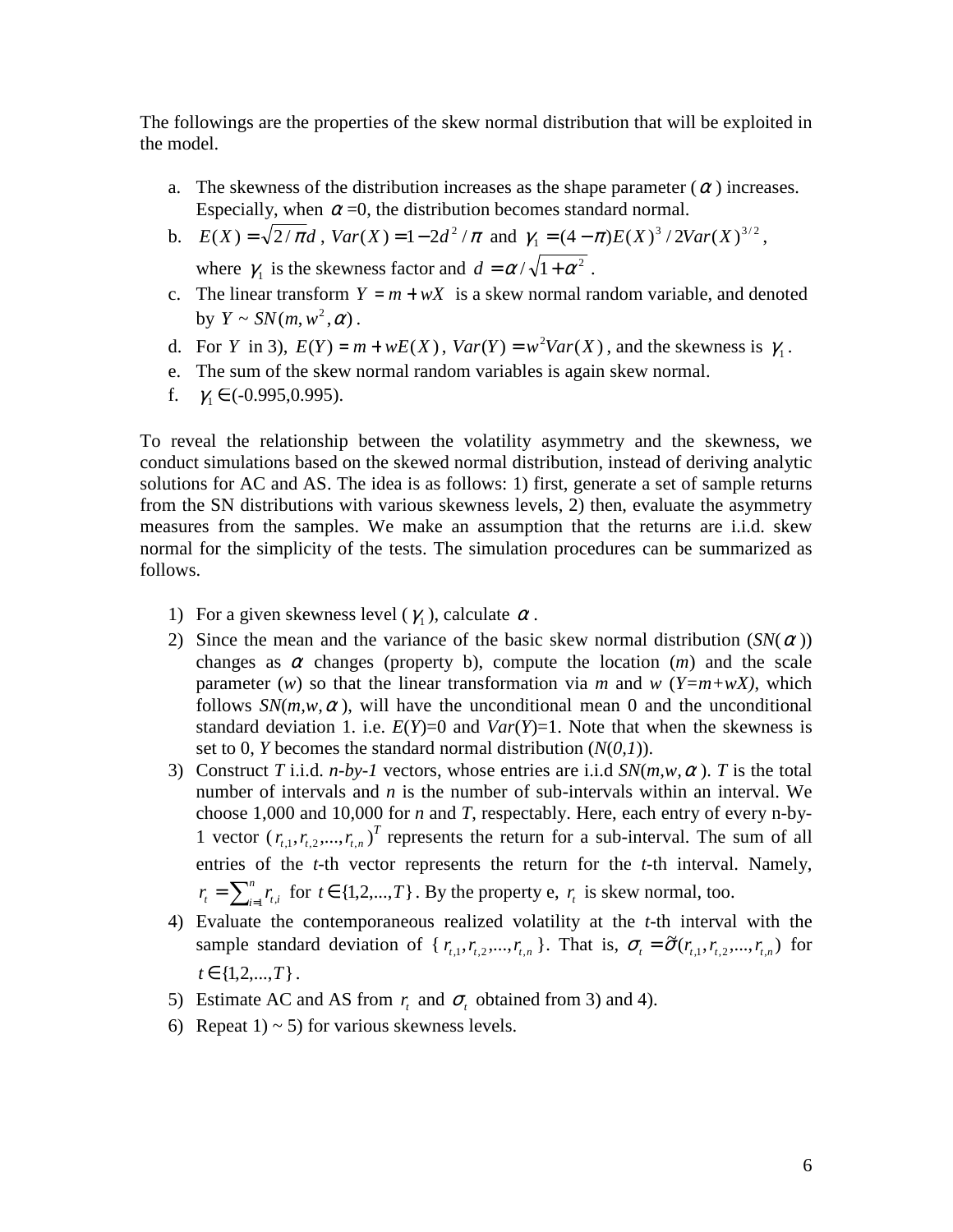The followings are the properties of the skew normal distribution that will be exploited in the model.

a. The skewness of the distribution increases as the shape parameter ($\alpha$) increases. Especially, when $\alpha$=0, the distribution becomes standard normal.
b. $E(X) = \sqrt{2/\pi}d$, $Var(X) = 1 - 2d^2/\pi$ and $\gamma_1 = (4-\pi)E(X)^3 / 2Var(X)^{3/2}$, where $\gamma_1$ is the skewness factor and $d = \alpha / \sqrt{1+\alpha^2}$.
c. The linear transform $Y = m + wX$ is a skew normal random variable, and denoted by $Y \sim SN(m, w^2, \alpha)$.
d. For $Y$ in 3), $E(Y) = m + wE(X)$, $Var(Y) = w^2 Var(X)$, and the skewness is $\gamma_1$.
e. The sum of the skew normal random variables is again skew normal.
f. $\gamma_1 \in$(-0.995,0.995).

To reveal the relationship between the volatility asymmetry and the skewness, we conduct simulations based on the skewed normal distribution, instead of deriving analytic solutions for AC and AS. The idea is as follows: 1) first, generate a set of sample returns from the SN distributions with various skewness levels, 2) then, evaluate the asymmetry measures from the samples. We make an assumption that the returns are i.i.d. skew normal for the simplicity of the tests. The simulation procedures can be summarized as follows.

1) For a given skewness level ($\gamma_1$), calculate $\alpha$.
2) Since the mean and the variance of the basic skew normal distribution (*SN*($\alpha$)) changes as $\alpha$ changes (property b), compute the location (*m*) and the scale parameter (*w*) so that the linear transformation via *m* and *w* (*Y=m+wX)*, which follows *SN*(*m,w,*$\alpha$), will have the unconditional mean 0 and the unconditional standard deviation 1. i.e. *E*(*Y*)=0 and *Var*(*Y*)=1. Note that when the skewness is set to 0, *Y* becomes the standard normal distribution (*N*(*0,1*)).
3) Construct *T* i.i.d. *n-by-1* vectors, whose entries are i.i.d *SN*(*m,w,*$\alpha$). *T* is the total number of intervals and *n* is the number of sub-intervals within an interval. We choose 1,000 and 10,000 for *n* and *T*, respectably. Here, each entry of every n-by-1 vector $(r_{t,1}, r_{t,2},..., r_{t,n})^T$ represents the return for a sub-interval. The sum of all entries of the *t*-th vector represents the return for the *t*-th interval. Namely, $r_t = \sum_{i=1}^{n} r_{t,i}$ for $t \in \{1,2,...,T\}$. By the property e, $r_t$ is skew normal, too.
4) Evaluate the contemporaneous realized volatility at the *t*-th interval with the sample standard deviation of $\{r_{t,1}, r_{t,2},..., r_{t,n}\}$. That is, $\sigma_t = \tilde{\sigma}(r_{t,1}, r_{t,2},..., r_{t,n})$ for $t \in \{1,2,...,T\}$.
5) Estimate AC and AS from $r_t$ and $\sigma_t$ obtained from 3) and 4).
6) Repeat 1) ~ 5) for various skewness levels.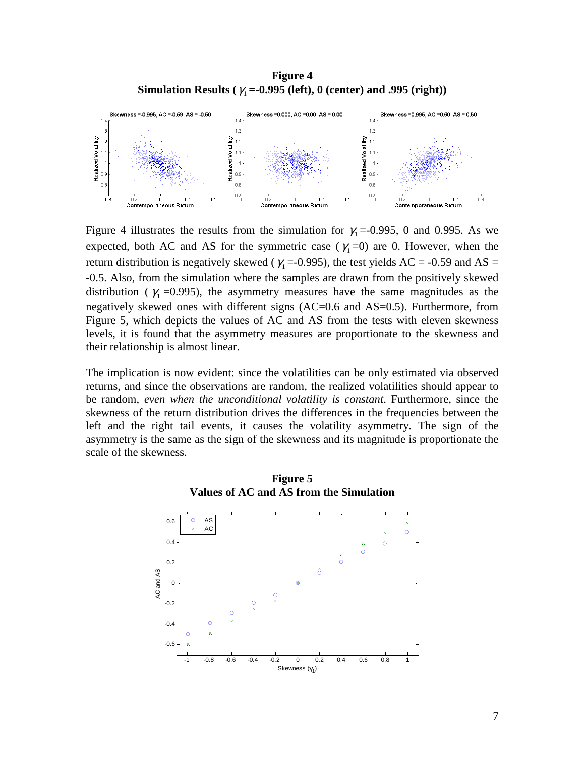**Figure 4**
**Simulation Results ( $\gamma_1$ =-0.995 (left), 0 (center) and .995 (right))**

Figure 4 illustrates the results from the simulation for $\gamma_1$=-0.995, 0 and 0.995. As we expected, both AC and AS for the symmetric case ( $\gamma_1$=0) are 0. However, when the return distribution is negatively skewed ( $\gamma_1$=-0.995), the test yields AC = -0.59 and AS = -0.5. Also, from the simulation where the samples are drawn from the positively skewed distribution ( $\gamma_1$=0.995), the asymmetry measures have the same magnitudes as the negatively skewed ones with different signs (AC=0.6 and AS=0.5). Furthermore, from Figure 5, which depicts the values of AC and AS from the tests with eleven skewness levels, it is found that the asymmetry measures are proportionate to the skewness and their relationship is almost linear.

The implication is now evident: since the volatilities can be only estimated via observed returns, and since the observations are random, the realized volatilities should appear to be random, *even when the unconditional volatility is constant*. Furthermore, since the skewness of the return distribution drives the differences in the frequencies between the left and the right tail events, it causes the volatility asymmetry. The sign of the asymmetry is the same as the sign of the skewness and its magnitude is proportionate the scale of the skewness.

**Figure 5**
**Values of AC and AS from the Simulation**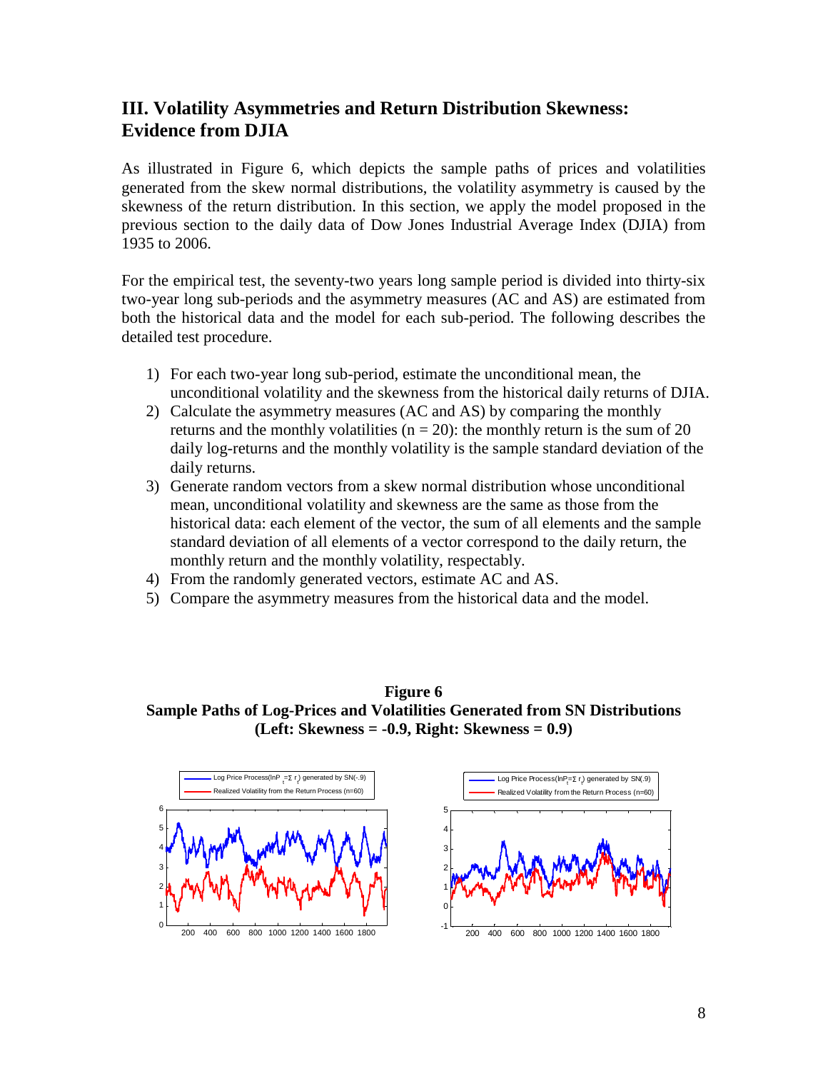## III. Volatility Asymmetries and Return Distribution Skewness: Evidence from DJIA

As illustrated in Figure 6, which depicts the sample paths of prices and volatilities generated from the skew normal distributions, the volatility asymmetry is caused by the skewness of the return distribution. In this section, we apply the model proposed in the previous section to the daily data of Dow Jones Industrial Average Index (DJIA) from 1935 to 2006.

For the empirical test, the seventy-two years long sample period is divided into thirty-six two-year long sub-periods and the asymmetry measures (AC and AS) are estimated from both the historical data and the model for each sub-period. The following describes the detailed test procedure.

1) For each two-year long sub-period, estimate the unconditional mean, the unconditional volatility and the skewness from the historical daily returns of DJIA.
2) Calculate the asymmetry measures (AC and AS) by comparing the monthly returns and the monthly volatilities ($n = 20$): the monthly return is the sum of 20 daily log-returns and the monthly volatility is the sample standard deviation of the daily returns.
3) Generate random vectors from a skew normal distribution whose unconditional mean, unconditional volatility and skewness are the same as those from the historical data: each element of the vector, the sum of all elements and the sample standard deviation of all elements of a vector correspond to the daily return, the monthly return and the monthly volatility, respectably.
4) From the randomly generated vectors, estimate AC and AS.
5) Compare the asymmetry measures from the historical data and the model.

**Figure 6**
**Sample Paths of Log-Prices and Volatilities Generated from SN Distributions (Left: Skewness = -0.9, Right: Skewness = 0.9)**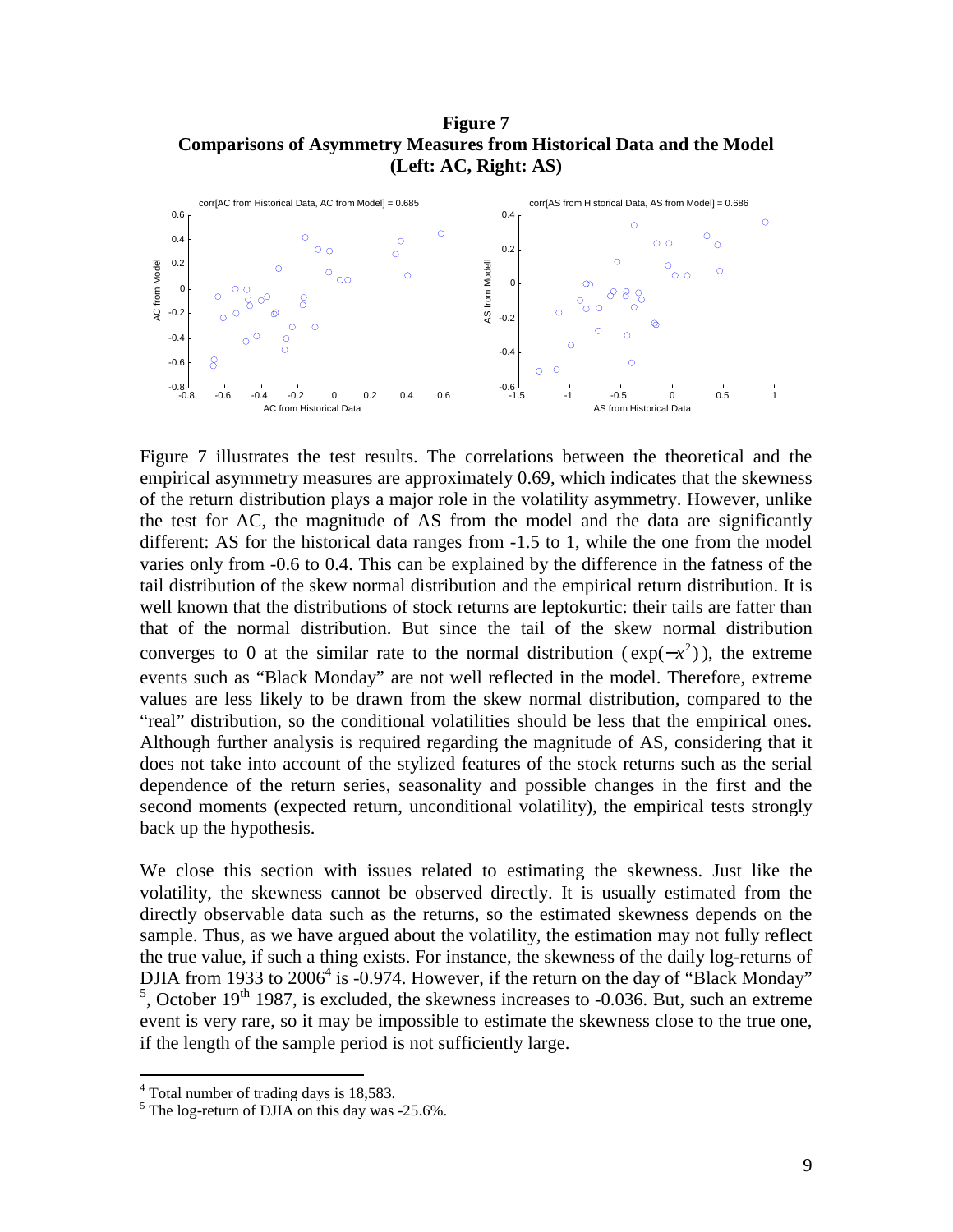**Figure 7**
**Comparisons of Asymmetry Measures from Historical Data and the Model**
**(Left: AC, Right: AS)**

Figure 7 illustrates the test results. The correlations between the theoretical and the empirical asymmetry measures are approximately 0.69, which indicates that the skewness of the return distribution plays a major role in the volatility asymmetry. However, unlike the test for AC, the magnitude of AS from the model and the data are significantly different: AS for the historical data ranges from -1.5 to 1, while the one from the model varies only from -0.6 to 0.4. This can be explained by the difference in the fatness of the tail distribution of the skew normal distribution and the empirical return distribution. It is well known that the distributions of stock returns are leptokurtic: their tails are fatter than that of the normal distribution. But since the tail of the skew normal distribution converges to 0 at the similar rate to the normal distribution ($\exp(-x^2)$), the extreme events such as "Black Monday" are not well reflected in the model. Therefore, extreme values are less likely to be drawn from the skew normal distribution, compared to the "real" distribution, so the conditional volatilities should be less that the empirical ones. Although further analysis is required regarding the magnitude of AS, considering that it does not take into account of the stylized features of the stock returns such as the serial dependence of the return series, seasonality and possible changes in the first and the second moments (expected return, unconditional volatility), the empirical tests strongly back up the hypothesis.

We close this section with issues related to estimating the skewness. Just like the volatility, the skewness cannot be observed directly. It is usually estimated from the directly observable data such as the returns, so the estimated skewness depends on the sample. Thus, as we have argued about the volatility, the estimation may not fully reflect the true value, if such a thing exists. For instance, the skewness of the daily log-returns of DJIA from 1933 to 2006[4] is -0.974. However, if the return on the day of "Black Monday"[5], October 19th 1987, is excluded, the skewness increases to -0.036. But, such an extreme event is very rare, so it may be impossible to estimate the skewness close to the true one, if the length of the sample period is not sufficiently large.

---

[4] Total number of trading days is 18,583.

[5] The log-return of DJIA on this day was -25.6%.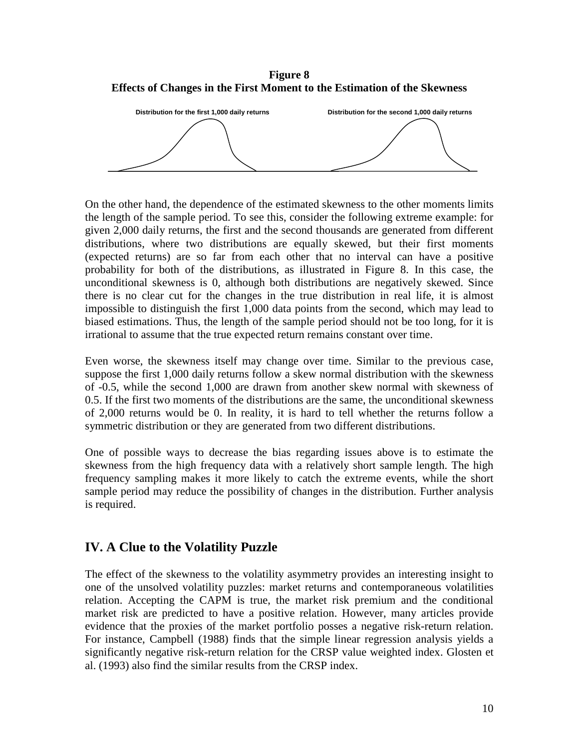**Figure 8**
**Effects of Changes in the First Moment to the Estimation of the Skewness**

Distribution for the first 1,000 daily returns

Distribution for the second 1,000 daily returns

On the other hand, the dependence of the estimated skewness to the other moments limits the length of the sample period. To see this, consider the following extreme example: for given 2,000 daily returns, the first and the second thousands are generated from different distributions, where two distributions are equally skewed, but their first moments (expected returns) are so far from each other that no interval can have a positive probability for both of the distributions, as illustrated in Figure 8. In this case, the unconditional skewness is 0, although both distributions are negatively skewed. Since there is no clear cut for the changes in the true distribution in real life, it is almost impossible to distinguish the first 1,000 data points from the second, which may lead to biased estimations. Thus, the length of the sample period should not be too long, for it is irrational to assume that the true expected return remains constant over time.

Even worse, the skewness itself may change over time. Similar to the previous case, suppose the first 1,000 daily returns follow a skew normal distribution with the skewness of -0.5, while the second 1,000 are drawn from another skew normal with skewness of 0.5. If the first two moments of the distributions are the same, the unconditional skewness of 2,000 returns would be 0. In reality, it is hard to tell whether the returns follow a symmetric distribution or they are generated from two different distributions.

One of possible ways to decrease the bias regarding issues above is to estimate the skewness from the high frequency data with a relatively short sample length. The high frequency sampling makes it more likely to catch the extreme events, while the short sample period may reduce the possibility of changes in the distribution. Further analysis is required.

## IV. A Clue to the Volatility Puzzle

The effect of the skewness to the volatility asymmetry provides an interesting insight to one of the unsolved volatility puzzles: market returns and contemporaneous volatilities relation. Accepting the CAPM is true, the market risk premium and the conditional market risk are predicted to have a positive relation. However, many articles provide evidence that the proxies of the market portfolio posses a negative risk-return relation. For instance, Campbell (1988) finds that the simple linear regression analysis yields a significantly negative risk-return relation for the CRSP value weighted index. Glosten et al. (1993) also find the similar results from the CRSP index.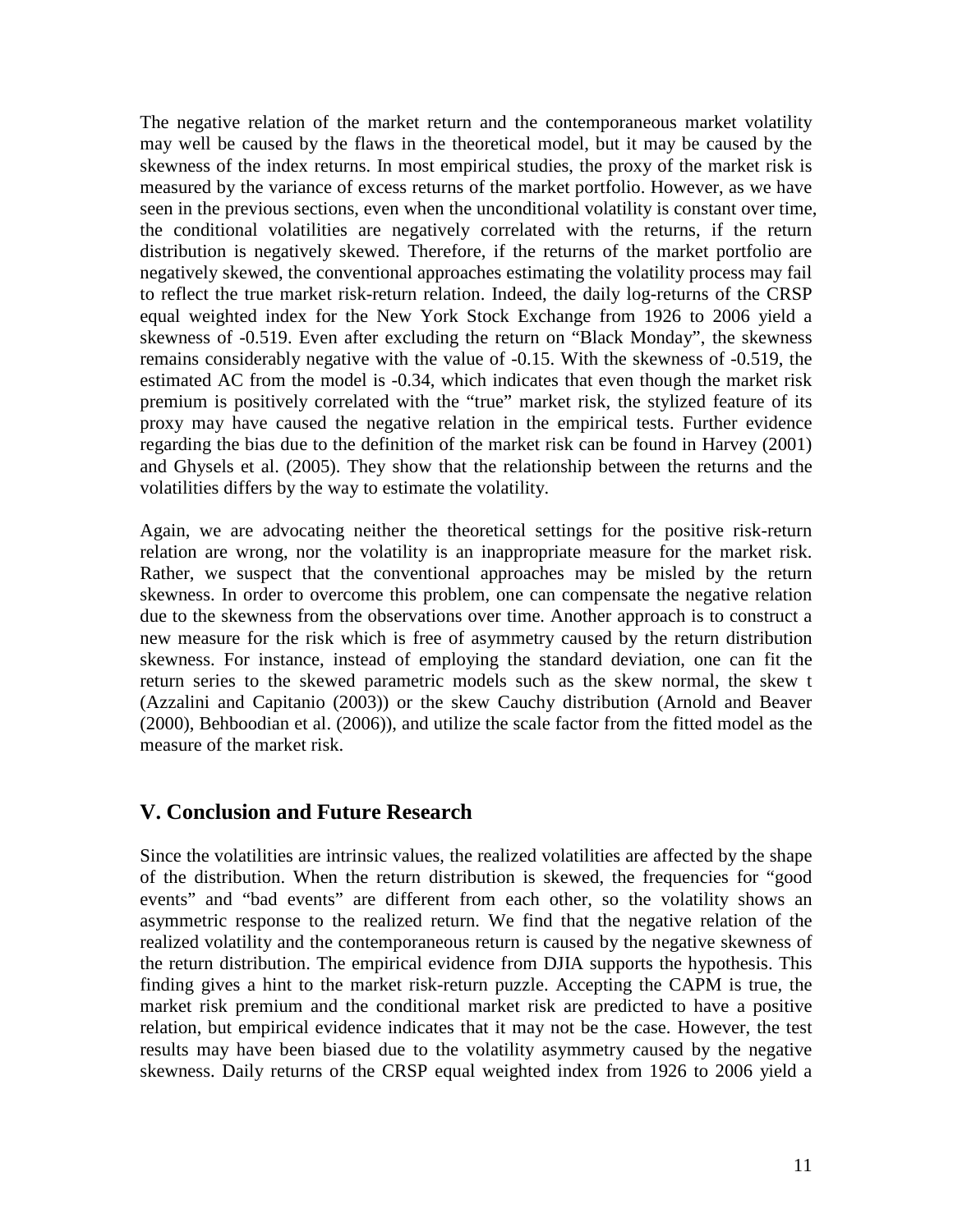The negative relation of the market return and the contemporaneous market volatility may well be caused by the flaws in the theoretical model, but it may be caused by the skewness of the index returns. In most empirical studies, the proxy of the market risk is measured by the variance of excess returns of the market portfolio. However, as we have seen in the previous sections, even when the unconditional volatility is constant over time, the conditional volatilities are negatively correlated with the returns, if the return distribution is negatively skewed. Therefore, if the returns of the market portfolio are negatively skewed, the conventional approaches estimating the volatility process may fail to reflect the true market risk-return relation. Indeed, the daily log-returns of the CRSP equal weighted index for the New York Stock Exchange from 1926 to 2006 yield a skewness of -0.519. Even after excluding the return on "Black Monday", the skewness remains considerably negative with the value of -0.15. With the skewness of -0.519, the estimated AC from the model is -0.34, which indicates that even though the market risk premium is positively correlated with the "true" market risk, the stylized feature of its proxy may have caused the negative relation in the empirical tests. Further evidence regarding the bias due to the definition of the market risk can be found in Harvey (2001) and Ghysels et al. (2005). They show that the relationship between the returns and the volatilities differs by the way to estimate the volatility.

Again, we are advocating neither the theoretical settings for the positive risk-return relation are wrong, nor the volatility is an inappropriate measure for the market risk. Rather, we suspect that the conventional approaches may be misled by the return skewness. In order to overcome this problem, one can compensate the negative relation due to the skewness from the observations over time. Another approach is to construct a new measure for the risk which is free of asymmetry caused by the return distribution skewness. For instance, instead of employing the standard deviation, one can fit the return series to the skewed parametric models such as the skew normal, the skew t (Azzalini and Capitanio (2003)) or the skew Cauchy distribution (Arnold and Beaver (2000), Behboodian et al. (2006)), and utilize the scale factor from the fitted model as the measure of the market risk.

## V. Conclusion and Future Research

Since the volatilities are intrinsic values, the realized volatilities are affected by the shape of the distribution. When the return distribution is skewed, the frequencies for "good events" and "bad events" are different from each other, so the volatility shows an asymmetric response to the realized return. We find that the negative relation of the realized volatility and the contemporaneous return is caused by the negative skewness of the return distribution. The empirical evidence from DJIA supports the hypothesis. This finding gives a hint to the market risk-return puzzle. Accepting the CAPM is true, the market risk premium and the conditional market risk are predicted to have a positive relation, but empirical evidence indicates that it may not be the case. However, the test results may have been biased due to the volatility asymmetry caused by the negative skewness. Daily returns of the CRSP equal weighted index from 1926 to 2006 yield a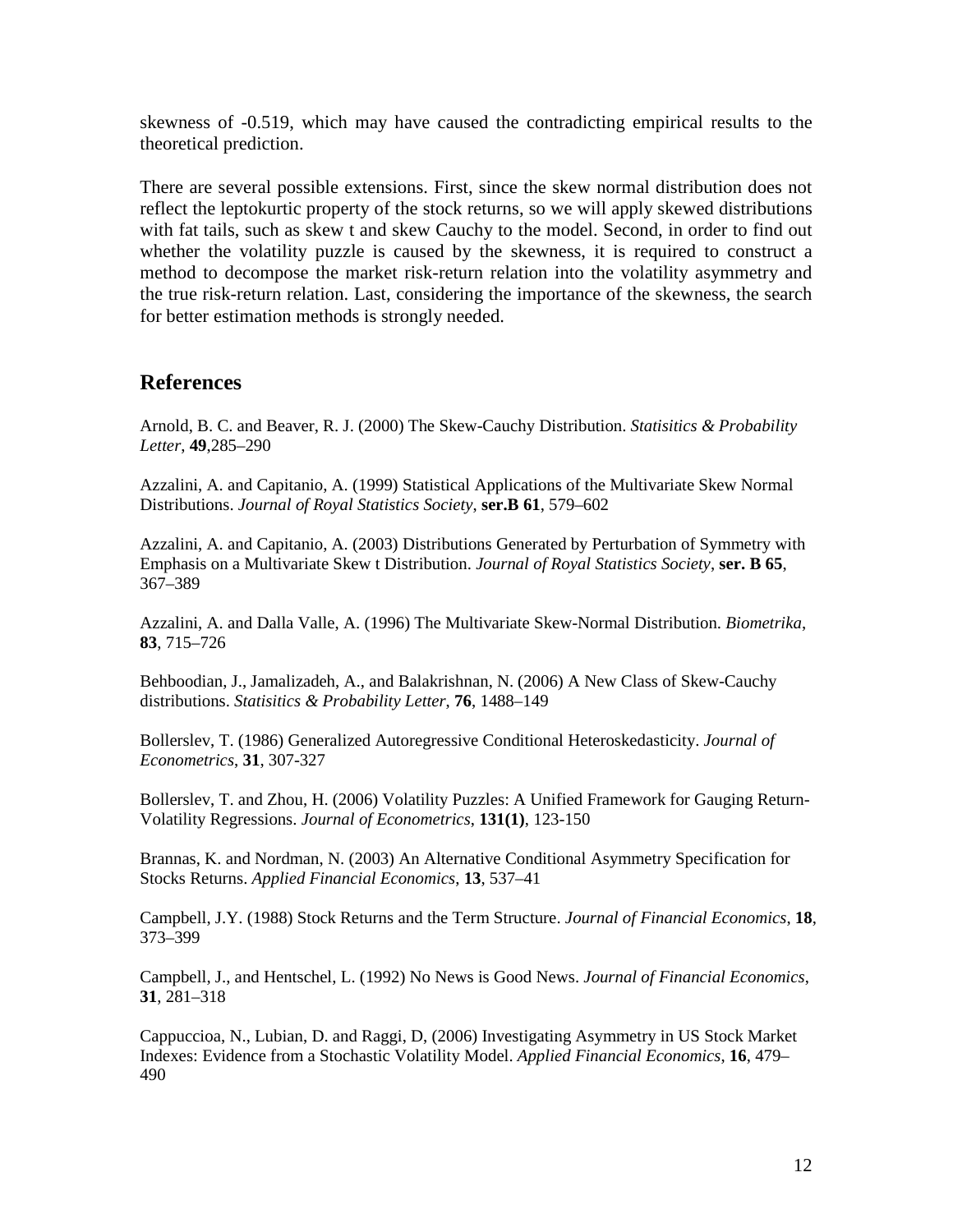skewness of -0.519, which may have caused the contradicting empirical results to the theoretical prediction.

There are several possible extensions. First, since the skew normal distribution does not reflect the leptokurtic property of the stock returns, so we will apply skewed distributions with fat tails, such as skew t and skew Cauchy to the model. Second, in order to find out whether the volatility puzzle is caused by the skewness, it is required to construct a method to decompose the market risk-return relation into the volatility asymmetry and the true risk-return relation. Last, considering the importance of the skewness, the search for better estimation methods is strongly needed.

## References

Arnold, B. C. and Beaver, R. J. (2000) The Skew-Cauchy Distribution. *Statisitics & Probability Letter*, **49**,285–290

Azzalini, A. and Capitanio, A. (1999) Statistical Applications of the Multivariate Skew Normal Distributions. *Journal of Royal Statistics Society*, **ser.B 61**, 579–602

Azzalini, A. and Capitanio, A. (2003) Distributions Generated by Perturbation of Symmetry with Emphasis on a Multivariate Skew t Distribution. *Journal of Royal Statistics Society*, **ser. B 65**, 367–389

Azzalini, A. and Dalla Valle, A. (1996) The Multivariate Skew-Normal Distribution. *Biometrika*, **83**, 715–726

Behboodian, J., Jamalizadeh, A., and Balakrishnan, N. (2006) A New Class of Skew-Cauchy distributions. *Statisitics & Probability Letter*, **76**, 1488–149

Bollerslev, T. (1986) Generalized Autoregressive Conditional Heteroskedasticity. *Journal of Econometrics*, **31**, 307-327

Bollerslev, T. and Zhou, H. (2006) Volatility Puzzles: A Unified Framework for Gauging Return-Volatility Regressions. *Journal of Econometrics*, **131(1)**, 123-150

Brannas, K. and Nordman, N. (2003) An Alternative Conditional Asymmetry Specification for Stocks Returns. *Applied Financial Economics*, **13**, 537–41

Campbell, J.Y. (1988) Stock Returns and the Term Structure. *Journal of Financial Economics*, **18**, 373–399

Campbell, J., and Hentschel, L. (1992) No News is Good News. *Journal of Financial Economics*, **31**, 281–318

Cappuccioa, N., Lubian, D. and Raggi, D, (2006) Investigating Asymmetry in US Stock Market Indexes: Evidence from a Stochastic Volatility Model. *Applied Financial Economics*, **16**, 479–490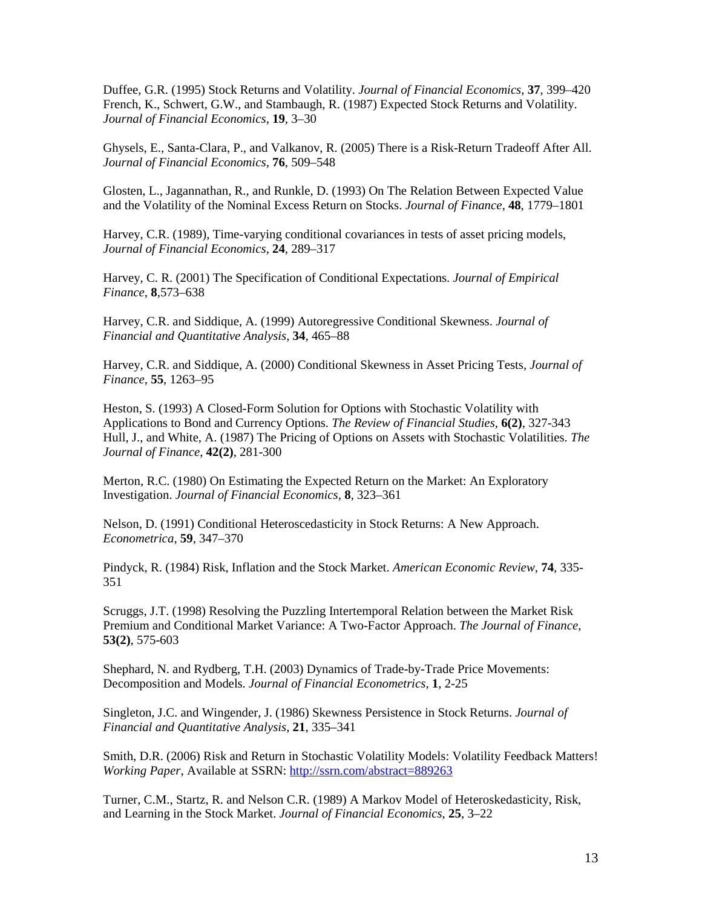Duffee, G.R. (1995) Stock Returns and Volatility. *Journal of Financial Economics*, **37**, 399–420
French, K., Schwert, G.W., and Stambaugh, R. (1987) Expected Stock Returns and Volatility. *Journal of Financial Economics*, **19**, 3–30

Ghysels, E., Santa-Clara, P., and Valkanov, R. (2005) There is a Risk-Return Tradeoff After All. *Journal of Financial Economics*, **76**, 509–548

Glosten, L., Jagannathan, R., and Runkle, D. (1993) On The Relation Between Expected Value and the Volatility of the Nominal Excess Return on Stocks. *Journal of Finance*, **48**, 1779–1801

Harvey, C.R. (1989), Time-varying conditional covariances in tests of asset pricing models, *Journal of Financial Economics*, **24**, 289–317

Harvey, C. R. (2001) The Specification of Conditional Expectations. *Journal of Empirical Finance*, **8**,573–638

Harvey, C.R. and Siddique, A. (1999) Autoregressive Conditional Skewness. *Journal of Financial and Quantitative Analysis*, **34**, 465–88

Harvey, C.R. and Siddique, A. (2000) Conditional Skewness in Asset Pricing Tests, *Journal of Finance*, **55**, 1263–95

Heston, S. (1993) A Closed-Form Solution for Options with Stochastic Volatility with Applications to Bond and Currency Options. *The Review of Financial Studies*, **6(2)**, 327-343
Hull, J., and White, A. (1987) The Pricing of Options on Assets with Stochastic Volatilities. *The Journal of Finance*, **42(2)**, 281-300

Merton, R.C. (1980) On Estimating the Expected Return on the Market: An Exploratory Investigation. *Journal of Financial Economics*, **8**, 323–361

Nelson, D. (1991) Conditional Heteroscedasticity in Stock Returns: A New Approach. *Econometrica*, **59**, 347–370

Pindyck, R. (1984) Risk, Inflation and the Stock Market. *American Economic Review*, **74**, 335-351

Scruggs, J.T. (1998) Resolving the Puzzling Intertemporal Relation between the Market Risk Premium and Conditional Market Variance: A Two-Factor Approach. *The Journal of Finance*, **53(2)**, 575-603

Shephard, N. and Rydberg, T.H. (2003) Dynamics of Trade-by-Trade Price Movements: Decomposition and Models. *Journal of Financial Econometrics*, **1**, 2-25

Singleton, J.C. and Wingender, J. (1986) Skewness Persistence in Stock Returns. *Journal of Financial and Quantitative Analysis*, **21**, 335–341

Smith, D.R. (2006) Risk and Return in Stochastic Volatility Models: Volatility Feedback Matters! *Working Paper*, Available at SSRN: http://ssrn.com/abstract=889263

Turner, C.M., Startz, R. and Nelson C.R. (1989) A Markov Model of Heteroskedasticity, Risk, and Learning in the Stock Market. *Journal of Financial Economics*, **25**, 3–22